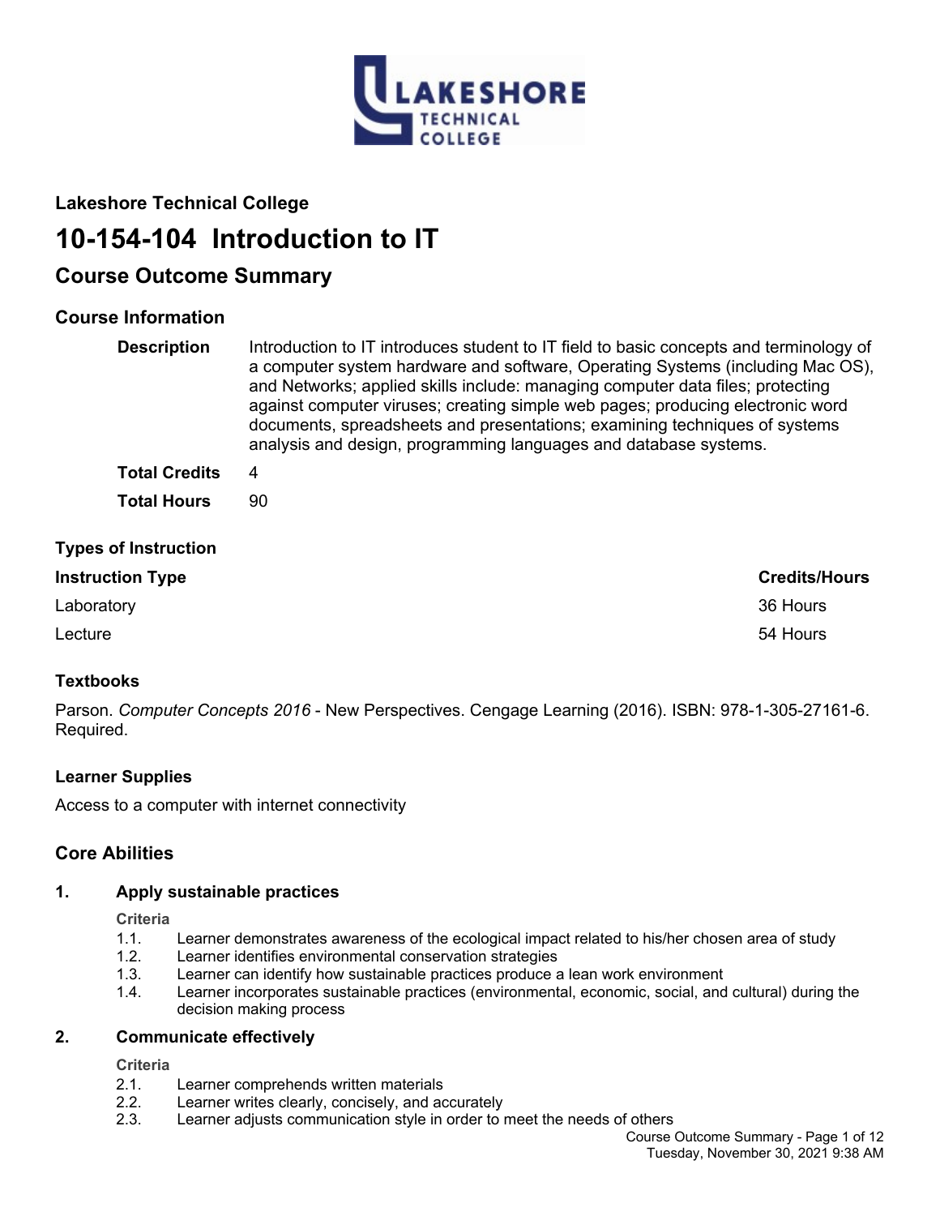**Lakeshore Technical College**

# 10-154-104 Introduction to IT

## Course Outcome Summary

### Course Information

| | |
|---|---|
| **Description** | Introduction to IT introduces student to IT field to basic concepts and terminology of a computer system hardware and software, Operating Systems (including Mac OS), and Networks; applied skills include: managing computer data files; protecting against computer viruses; creating simple web pages; producing electronic word documents, spreadsheets and presentations; examining techniques of systems analysis and design, programming languages and database systems. |
| **Total Credits** | 4 |
| **Total Hours** | 90 |

### Types of Instruction

| Instruction Type | Credits/Hours |
|---|---|
| Laboratory | 36 Hours |
| Lecture | 54 Hours |

### Textbooks

Parson. *Computer Concepts 2016* - New Perspectives. Cengage Learning (2016). ISBN: 978-1-305-27161-6. Required.

### Learner Supplies

Access to a computer with internet connectivity

### Core Abilities

**1. Apply sustainable practices**

Criteria

1.1. Learner demonstrates awareness of the ecological impact related to his/her chosen area of study
1.2. Learner identifies environmental conservation strategies
1.3. Learner can identify how sustainable practices produce a lean work environment
1.4. Learner incorporates sustainable practices (environmental, economic, social, and cultural) during the decision making process

**2. Communicate effectively**

Criteria

2.1. Learner comprehends written materials
2.2. Learner writes clearly, concisely, and accurately
2.3. Learner adjusts communication style in order to meet the needs of others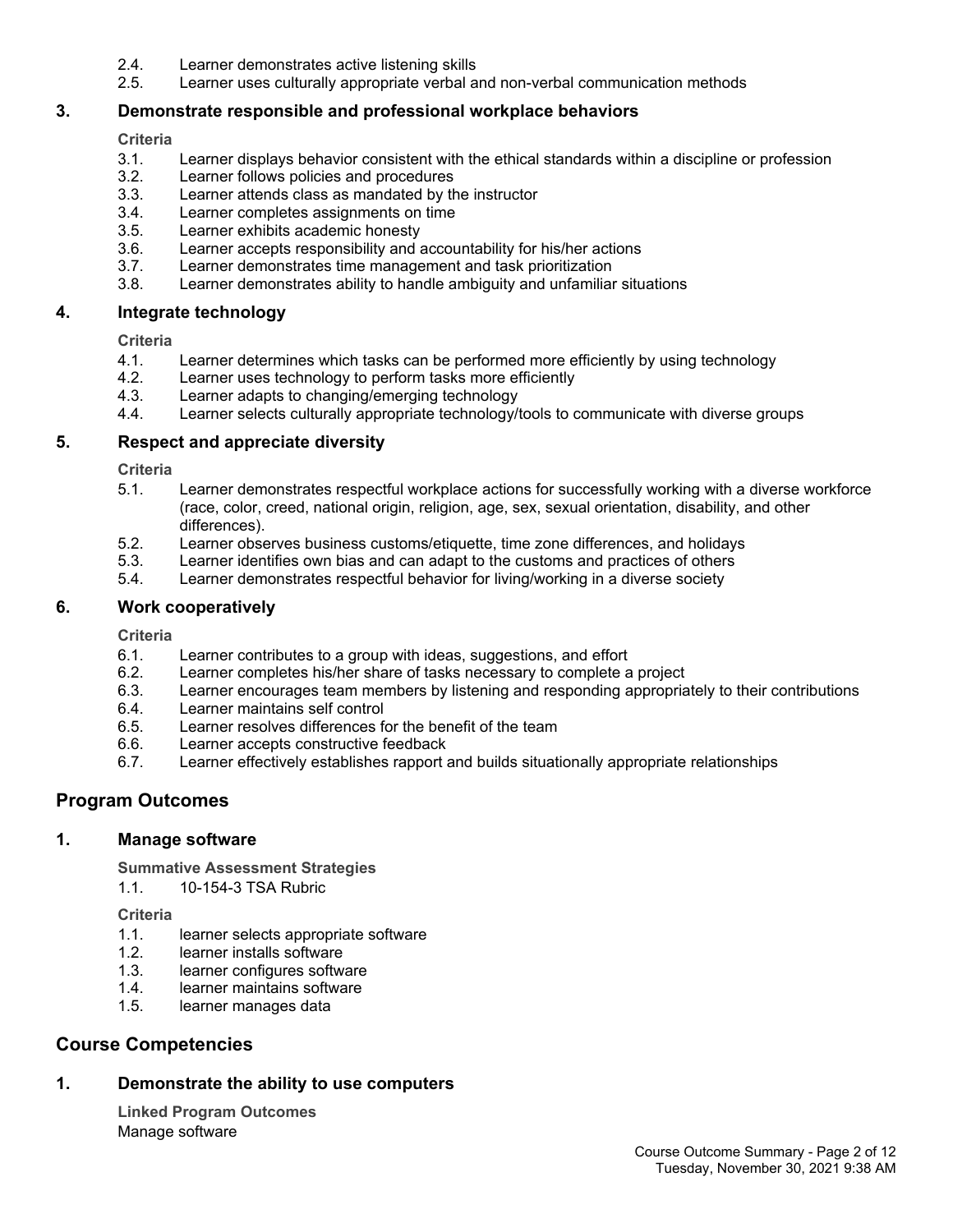2.4. Learner demonstrates active listening skills
2.5. Learner uses culturally appropriate verbal and non-verbal communication methods

### 3. Demonstrate responsible and professional workplace behaviors

**Criteria**

3.1. Learner displays behavior consistent with the ethical standards within a discipline or profession
3.2. Learner follows policies and procedures
3.3. Learner attends class as mandated by the instructor
3.4. Learner completes assignments on time
3.5. Learner exhibits academic honesty
3.6. Learner accepts responsibility and accountability for his/her actions
3.7. Learner demonstrates time management and task prioritization
3.8. Learner demonstrates ability to handle ambiguity and unfamiliar situations

### 4. Integrate technology

**Criteria**

4.1. Learner determines which tasks can be performed more efficiently by using technology
4.2. Learner uses technology to perform tasks more efficiently
4.3. Learner adapts to changing/emerging technology
4.4. Learner selects culturally appropriate technology/tools to communicate with diverse groups

### 5. Respect and appreciate diversity

**Criteria**

5.1. Learner demonstrates respectful workplace actions for successfully working with a diverse workforce (race, color, creed, national origin, religion, age, sex, sexual orientation, disability, and other differences).
5.2. Learner observes business customs/etiquette, time zone differences, and holidays
5.3. Learner identifies own bias and can adapt to the customs and practices of others
5.4. Learner demonstrates respectful behavior for living/working in a diverse society

### 6. Work cooperatively

**Criteria**

6.1. Learner contributes to a group with ideas, suggestions, and effort
6.2. Learner completes his/her share of tasks necessary to complete a project
6.3. Learner encourages team members by listening and responding appropriately to their contributions
6.4. Learner maintains self control
6.5. Learner resolves differences for the benefit of the team
6.6. Learner accepts constructive feedback
6.7. Learner effectively establishes rapport and builds situationally appropriate relationships

## Program Outcomes

### 1. Manage software

**Summative Assessment Strategies**

1.1. 10-154-3 TSA Rubric

**Criteria**

1.1. learner selects appropriate software
1.2. learner installs software
1.3. learner configures software
1.4. learner maintains software
1.5. learner manages data

## Course Competencies

### 1. Demonstrate the ability to use computers

**Linked Program Outcomes**

Manage software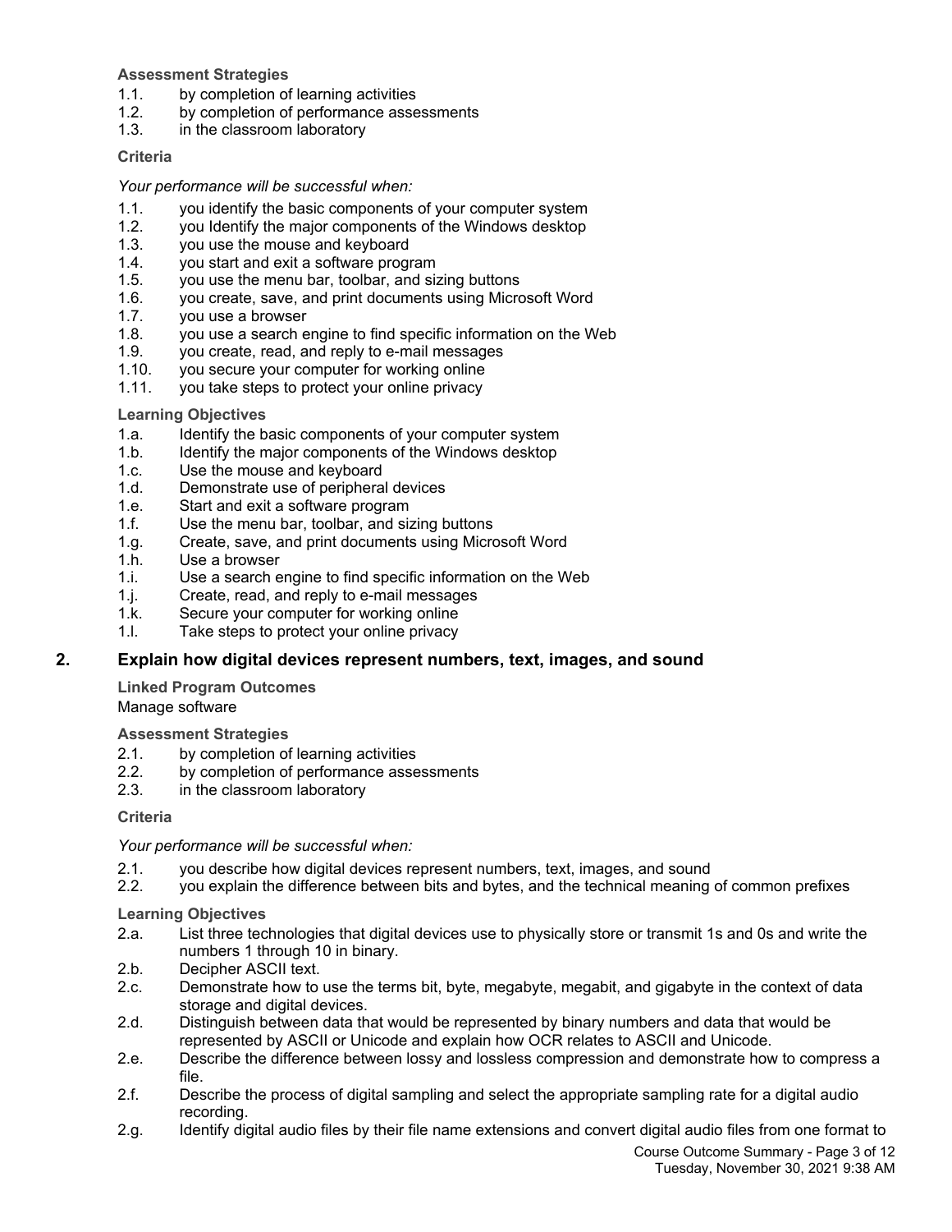**Assessment Strategies**

1.1. by completion of learning activities
1.2. by completion of performance assessments
1.3. in the classroom laboratory

**Criteria**

*Your performance will be successful when:*

1.1. you identify the basic components of your computer system
1.2. you Identify the major components of the Windows desktop
1.3. you use the mouse and keyboard
1.4. you start and exit a software program
1.5. you use the menu bar, toolbar, and sizing buttons
1.6. you create, save, and print documents using Microsoft Word
1.7. you use a browser
1.8. you use a search engine to find specific information on the Web
1.9. you create, read, and reply to e-mail messages
1.10. you secure your computer for working online
1.11. you take steps to protect your online privacy

**Learning Objectives**

1.a. Identify the basic components of your computer system
1.b. Identify the major components of the Windows desktop
1.c. Use the mouse and keyboard
1.d. Demonstrate use of peripheral devices
1.e. Start and exit a software program
1.f. Use the menu bar, toolbar, and sizing buttons
1.g. Create, save, and print documents using Microsoft Word
1.h. Use a browser
1.i. Use a search engine to find specific information on the Web
1.j. Create, read, and reply to e-mail messages
1.k. Secure your computer for working online
1.l. Take steps to protect your online privacy

## 2. Explain how digital devices represent numbers, text, images, and sound

**Linked Program Outcomes**

Manage software

**Assessment Strategies**

2.1. by completion of learning activities
2.2. by completion of performance assessments
2.3. in the classroom laboratory

**Criteria**

*Your performance will be successful when:*

2.1. you describe how digital devices represent numbers, text, images, and sound
2.2. you explain the difference between bits and bytes, and the technical meaning of common prefixes

**Learning Objectives**

2.a. List three technologies that digital devices use to physically store or transmit 1s and 0s and write the numbers 1 through 10 in binary.
2.b. Decipher ASCII text.
2.c. Demonstrate how to use the terms bit, byte, megabyte, megabit, and gigabyte in the context of data storage and digital devices.
2.d. Distinguish between data that would be represented by binary numbers and data that would be represented by ASCII or Unicode and explain how OCR relates to ASCII and Unicode.
2.e. Describe the difference between lossy and lossless compression and demonstrate how to compress a file.
2.f. Describe the process of digital sampling and select the appropriate sampling rate for a digital audio recording.
2.g. Identify digital audio files by their file name extensions and convert digital audio files from one format to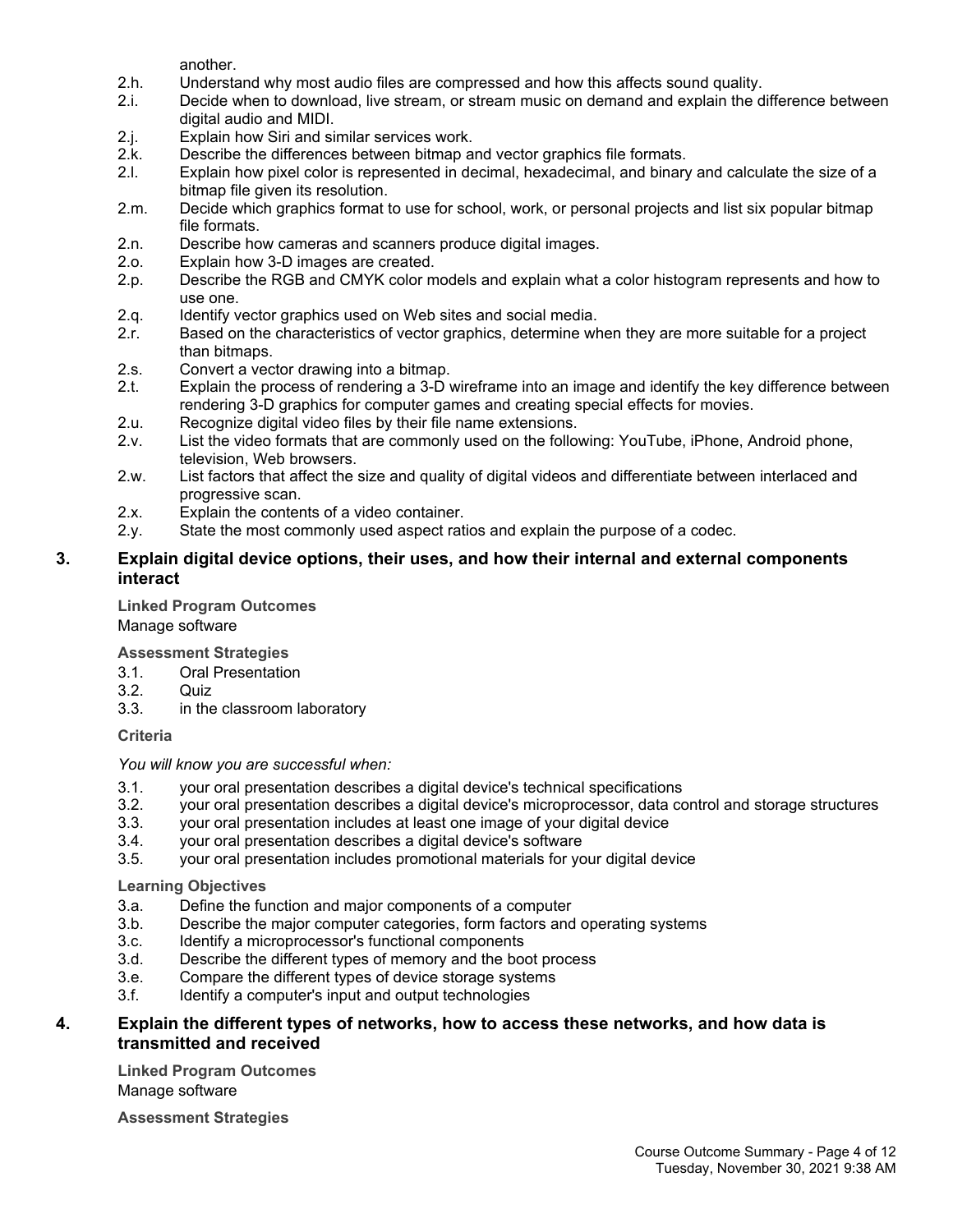another.

2.h. Understand why most audio files are compressed and how this affects sound quality.
2.i. Decide when to download, live stream, or stream music on demand and explain the difference between digital audio and MIDI.
2.j. Explain how Siri and similar services work.
2.k. Describe the differences between bitmap and vector graphics file formats.
2.l. Explain how pixel color is represented in decimal, hexadecimal, and binary and calculate the size of a bitmap file given its resolution.
2.m. Decide which graphics format to use for school, work, or personal projects and list six popular bitmap file formats.
2.n. Describe how cameras and scanners produce digital images.
2.o. Explain how 3-D images are created.
2.p. Describe the RGB and CMYK color models and explain what a color histogram represents and how to use one.
2.q. Identify vector graphics used on Web sites and social media.
2.r. Based on the characteristics of vector graphics, determine when they are more suitable for a project than bitmaps.
2.s. Convert a vector drawing into a bitmap.
2.t. Explain the process of rendering a 3-D wireframe into an image and identify the key difference between rendering 3-D graphics for computer games and creating special effects for movies.
2.u. Recognize digital video files by their file name extensions.
2.v. List the video formats that are commonly used on the following: YouTube, iPhone, Android phone, television, Web browsers.
2.w. List factors that affect the size and quality of digital videos and differentiate between interlaced and progressive scan.
2.x. Explain the contents of a video container.
2.y. State the most commonly used aspect ratios and explain the purpose of a codec.

## 3. Explain digital device options, their uses, and how their internal and external components interact

**Linked Program Outcomes**

Manage software

**Assessment Strategies**

3.1. Oral Presentation
3.2. Quiz
3.3. in the classroom laboratory

**Criteria**

*You will know you are successful when:*

3.1. your oral presentation describes a digital device's technical specifications
3.2. your oral presentation describes a digital device's microprocessor, data control and storage structures
3.3. your oral presentation includes at least one image of your digital device
3.4. your oral presentation describes a digital device's software
3.5. your oral presentation includes promotional materials for your digital device

**Learning Objectives**

3.a. Define the function and major components of a computer
3.b. Describe the major computer categories, form factors and operating systems
3.c. Identify a microprocessor's functional components
3.d. Describe the different types of memory and the boot process
3.e. Compare the different types of device storage systems
3.f. Identify a computer's input and output technologies

## 4. Explain the different types of networks, how to access these networks, and how data is transmitted and received

**Linked Program Outcomes**

Manage software

**Assessment Strategies**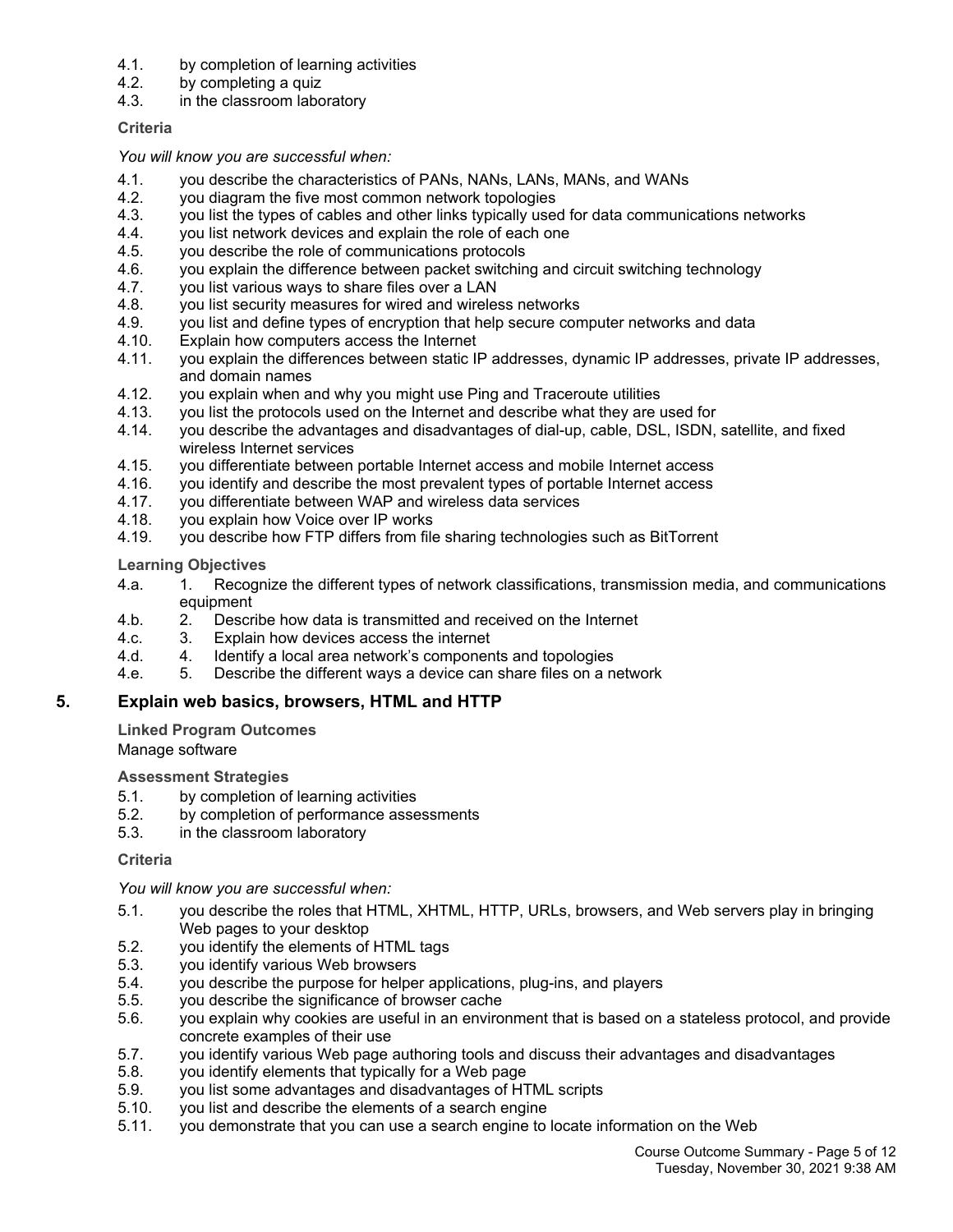4.1. by completion of learning activities
4.2. by completing a quiz
4.3. in the classroom laboratory

**Criteria**

*You will know you are successful when:*

4.1. you describe the characteristics of PANs, NANs, LANs, MANs, and WANs
4.2. you diagram the five most common network topologies
4.3. you list the types of cables and other links typically used for data communications networks
4.4. you list network devices and explain the role of each one
4.5. you describe the role of communications protocols
4.6. you explain the difference between packet switching and circuit switching technology
4.7. you list various ways to share files over a LAN
4.8. you list security measures for wired and wireless networks
4.9. you list and define types of encryption that help secure computer networks and data
4.10. Explain how computers access the Internet
4.11. you explain the differences between static IP addresses, dynamic IP addresses, private IP addresses, and domain names
4.12. you explain when and why you might use Ping and Traceroute utilities
4.13. you list the protocols used on the Internet and describe what they are used for
4.14. you describe the advantages and disadvantages of dial-up, cable, DSL, ISDN, satellite, and fixed wireless Internet services
4.15. you differentiate between portable Internet access and mobile Internet access
4.16. you identify and describe the most prevalent types of portable Internet access
4.17. you differentiate between WAP and wireless data services
4.18. you explain how Voice over IP works
4.19. you describe how FTP differs from file sharing technologies such as BitTorrent

**Learning Objectives**

4.a. 1. Recognize the different types of network classifications, transmission media, and communications equipment
4.b. 2. Describe how data is transmitted and received on the Internet
4.c. 3. Explain how devices access the internet
4.d. 4. Identify a local area network's components and topologies
4.e. 5. Describe the different ways a device can share files on a network

## 5. Explain web basics, browsers, HTML and HTTP

**Linked Program Outcomes**

Manage software

**Assessment Strategies**

5.1. by completion of learning activities
5.2. by completion of performance assessments
5.3. in the classroom laboratory

**Criteria**

*You will know you are successful when:*

5.1. you describe the roles that HTML, XHTML, HTTP, URLs, browsers, and Web servers play in bringing Web pages to your desktop
5.2. you identify the elements of HTML tags
5.3. you identify various Web browsers
5.4. you describe the purpose for helper applications, plug-ins, and players
5.5. you describe the significance of browser cache
5.6. you explain why cookies are useful in an environment that is based on a stateless protocol, and provide concrete examples of their use
5.7. you identify various Web page authoring tools and discuss their advantages and disadvantages
5.8. you identify elements that typically for a Web page
5.9. you list some advantages and disadvantages of HTML scripts
5.10. you list and describe the elements of a search engine
5.11. you demonstrate that you can use a search engine to locate information on the Web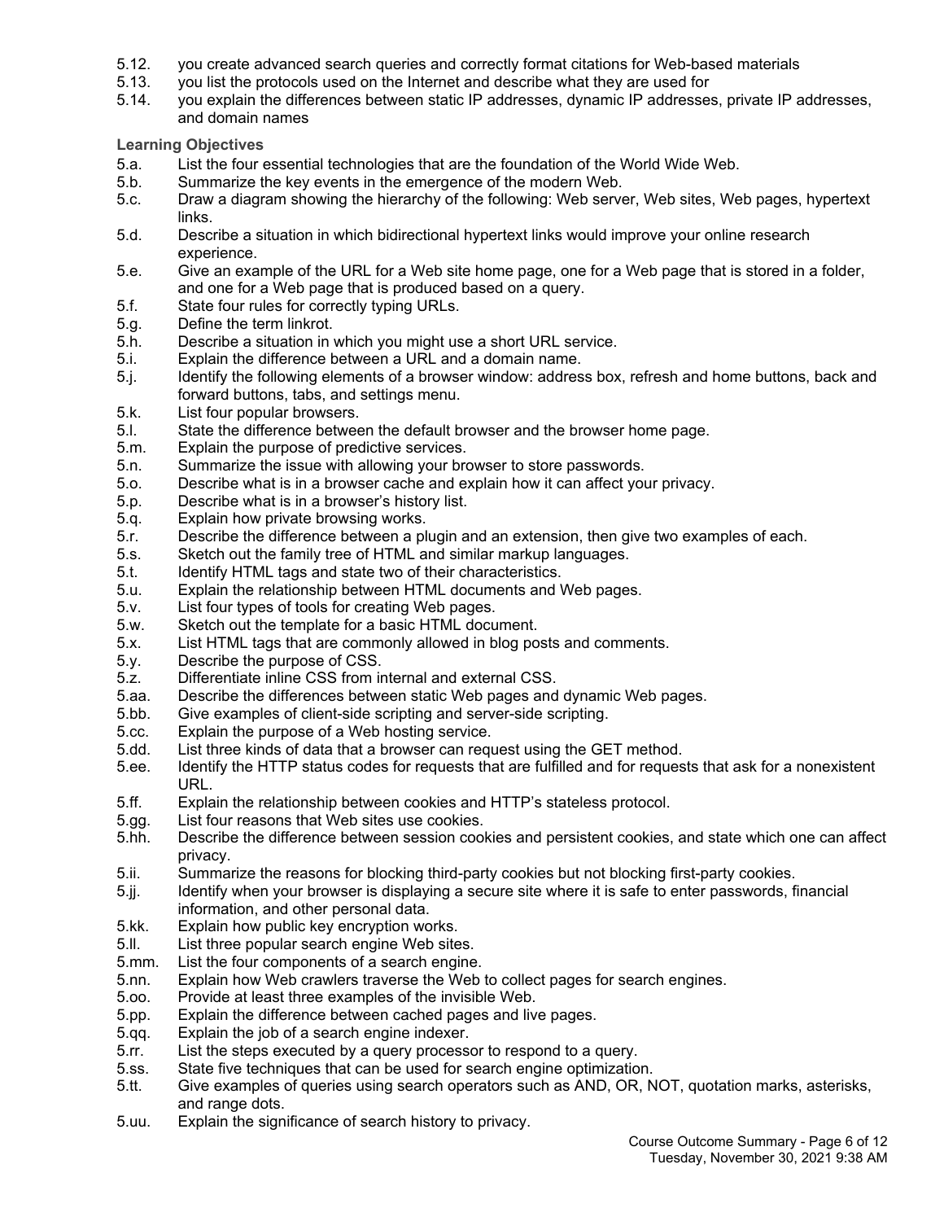5.12. you create advanced search queries and correctly format citations for Web-based materials
5.13. you list the protocols used on the Internet and describe what they are used for
5.14. you explain the differences between static IP addresses, dynamic IP addresses, private IP addresses, and domain names

**Learning Objectives**

5.a. List the four essential technologies that are the foundation of the World Wide Web.
5.b. Summarize the key events in the emergence of the modern Web.
5.c. Draw a diagram showing the hierarchy of the following: Web server, Web sites, Web pages, hypertext links.
5.d. Describe a situation in which bidirectional hypertext links would improve your online research experience.
5.e. Give an example of the URL for a Web site home page, one for a Web page that is stored in a folder, and one for a Web page that is produced based on a query.
5.f. State four rules for correctly typing URLs.
5.g. Define the term linkrot.
5.h. Describe a situation in which you might use a short URL service.
5.i. Explain the difference between a URL and a domain name.
5.j. Identify the following elements of a browser window: address box, refresh and home buttons, back and forward buttons, tabs, and settings menu.
5.k. List four popular browsers.
5.l. State the difference between the default browser and the browser home page.
5.m. Explain the purpose of predictive services.
5.n. Summarize the issue with allowing your browser to store passwords.
5.o. Describe what is in a browser cache and explain how it can affect your privacy.
5.p. Describe what is in a browser's history list.
5.q. Explain how private browsing works.
5.r. Describe the difference between a plugin and an extension, then give two examples of each.
5.s. Sketch out the family tree of HTML and similar markup languages.
5.t. Identify HTML tags and state two of their characteristics.
5.u. Explain the relationship between HTML documents and Web pages.
5.v. List four types of tools for creating Web pages.
5.w. Sketch out the template for a basic HTML document.
5.x. List HTML tags that are commonly allowed in blog posts and comments.
5.y. Describe the purpose of CSS.
5.z. Differentiate inline CSS from internal and external CSS.
5.aa. Describe the differences between static Web pages and dynamic Web pages.
5.bb. Give examples of client-side scripting and server-side scripting.
5.cc. Explain the purpose of a Web hosting service.
5.dd. List three kinds of data that a browser can request using the GET method.
5.ee. Identify the HTTP status codes for requests that are fulfilled and for requests that ask for a nonexistent URL.
5.ff. Explain the relationship between cookies and HTTP's stateless protocol.
5.gg. List four reasons that Web sites use cookies.
5.hh. Describe the difference between session cookies and persistent cookies, and state which one can affect privacy.
5.ii. Summarize the reasons for blocking third-party cookies but not blocking first-party cookies.
5.jj. Identify when your browser is displaying a secure site where it is safe to enter passwords, financial information, and other personal data.
5.kk. Explain how public key encryption works.
5.ll. List three popular search engine Web sites.
5.mm. List the four components of a search engine.
5.nn. Explain how Web crawlers traverse the Web to collect pages for search engines.
5.oo. Provide at least three examples of the invisible Web.
5.pp. Explain the difference between cached pages and live pages.
5.qq. Explain the job of a search engine indexer.
5.rr. List the steps executed by a query processor to respond to a query.
5.ss. State five techniques that can be used for search engine optimization.
5.tt. Give examples of queries using search operators such as AND, OR, NOT, quotation marks, asterisks, and range dots.
5.uu. Explain the significance of search history to privacy.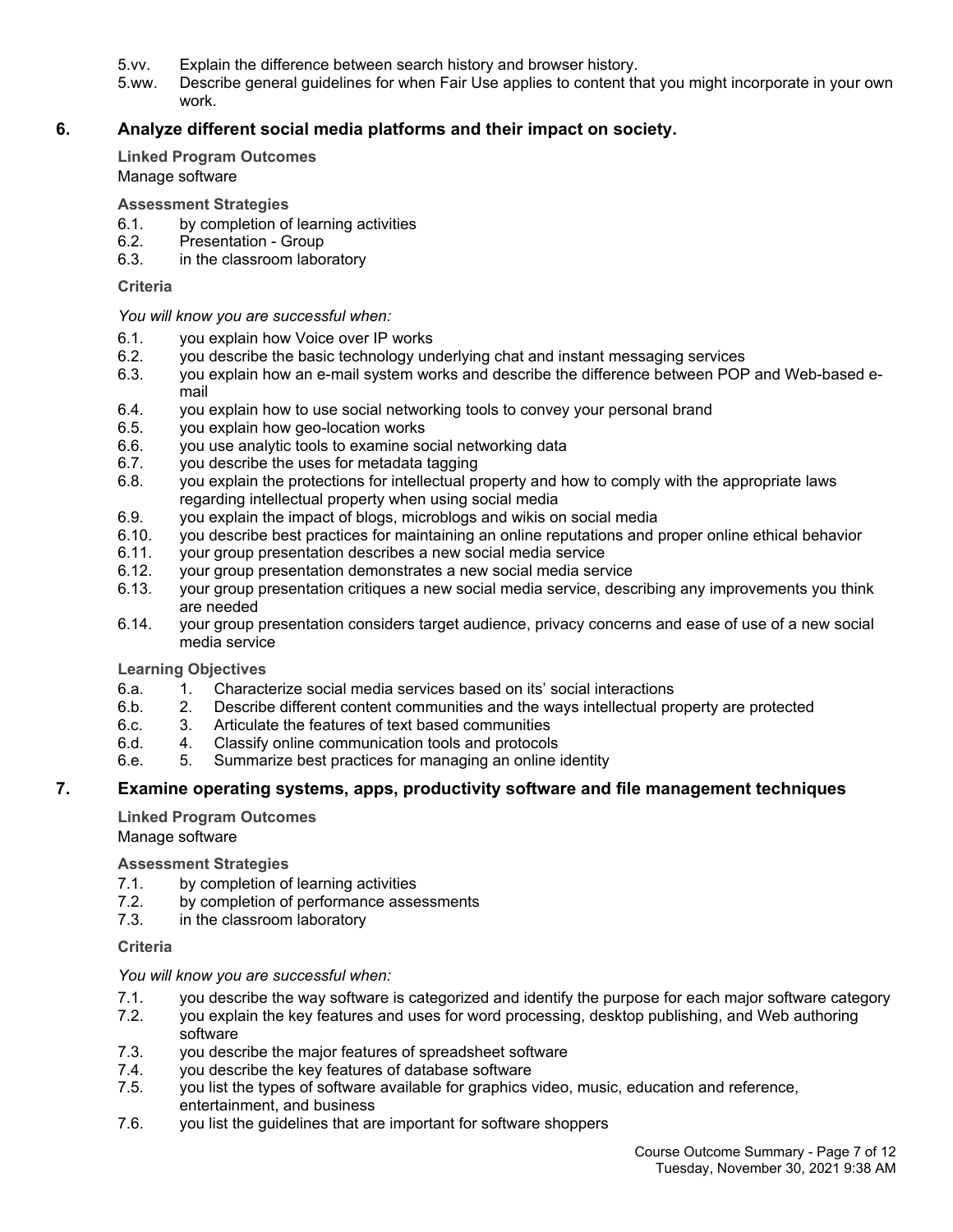5.vv. Explain the difference between search history and browser history.

5.ww. Describe general guidelines for when Fair Use applies to content that you might incorporate in your own work.

## 6. Analyze different social media platforms and their impact on society.

**Linked Program Outcomes**

Manage software

**Assessment Strategies**

6.1. by completion of learning activities
6.2. Presentation - Group
6.3. in the classroom laboratory

**Criteria**

*You will know you are successful when:*

6.1. you explain how Voice over IP works
6.2. you describe the basic technology underlying chat and instant messaging services
6.3. you explain how an e-mail system works and describe the difference between POP and Web-based e-mail
6.4. you explain how to use social networking tools to convey your personal brand
6.5. you explain how geo-location works
6.6. you use analytic tools to examine social networking data
6.7. you describe the uses for metadata tagging
6.8. you explain the protections for intellectual property and how to comply with the appropriate laws regarding intellectual property when using social media
6.9. you explain the impact of blogs, microblogs and wikis on social media
6.10. you describe best practices for maintaining an online reputations and proper online ethical behavior
6.11. your group presentation describes a new social media service
6.12. your group presentation demonstrates a new social media service
6.13. your group presentation critiques a new social media service, describing any improvements you think are needed
6.14. your group presentation considers target audience, privacy concerns and ease of use of a new social media service

**Learning Objectives**

6.a. 1. Characterize social media services based on its' social interactions
6.b. 2. Describe different content communities and the ways intellectual property are protected
6.c. 3. Articulate the features of text based communities
6.d. 4. Classify online communication tools and protocols
6.e. 5. Summarize best practices for managing an online identity

## 7. Examine operating systems, apps, productivity software and file management techniques

**Linked Program Outcomes**

Manage software

**Assessment Strategies**

7.1. by completion of learning activities
7.2. by completion of performance assessments
7.3. in the classroom laboratory

**Criteria**

*You will know you are successful when:*

7.1. you describe the way software is categorized and identify the purpose for each major software category
7.2. you explain the key features and uses for word processing, desktop publishing, and Web authoring software
7.3. you describe the major features of spreadsheet software
7.4. you describe the key features of database software
7.5. you list the types of software available for graphics video, music, education and reference, entertainment, and business
7.6. you list the guidelines that are important for software shoppers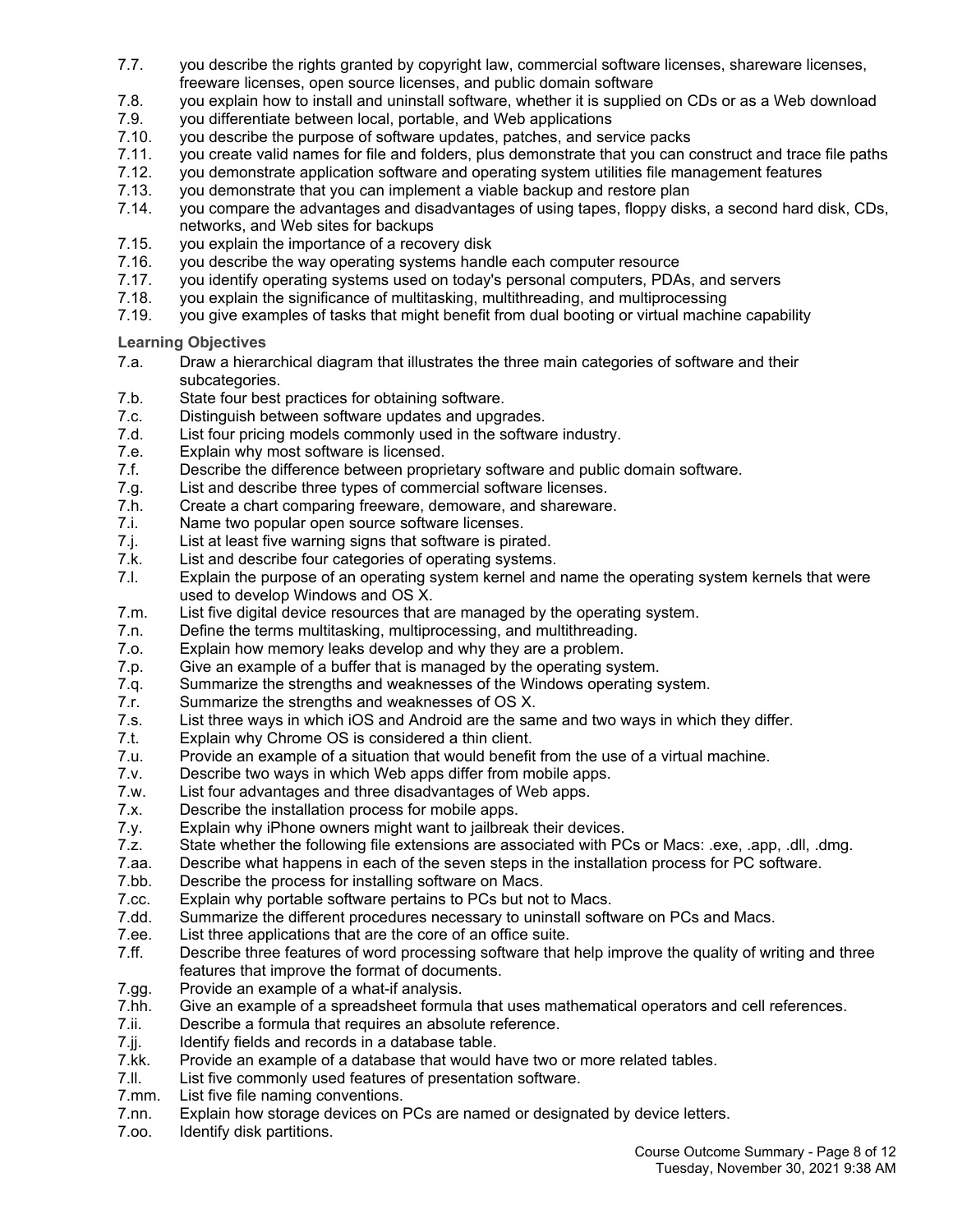7.7. you describe the rights granted by copyright law, commercial software licenses, shareware licenses, freeware licenses, open source licenses, and public domain software
7.8. you explain how to install and uninstall software, whether it is supplied on CDs or as a Web download
7.9. you differentiate between local, portable, and Web applications
7.10. you describe the purpose of software updates, patches, and service packs
7.11. you create valid names for file and folders, plus demonstrate that you can construct and trace file paths
7.12. you demonstrate application software and operating system utilities file management features
7.13. you demonstrate that you can implement a viable backup and restore plan
7.14. you compare the advantages and disadvantages of using tapes, floppy disks, a second hard disk, CDs, networks, and Web sites for backups
7.15. you explain the importance of a recovery disk
7.16. you describe the way operating systems handle each computer resource
7.17. you identify operating systems used on today's personal computers, PDAs, and servers
7.18. you explain the significance of multitasking, multithreading, and multiprocessing
7.19. you give examples of tasks that might benefit from dual booting or virtual machine capability

**Learning Objectives**

7.a. Draw a hierarchical diagram that illustrates the three main categories of software and their subcategories.
7.b. State four best practices for obtaining software.
7.c. Distinguish between software updates and upgrades.
7.d. List four pricing models commonly used in the software industry.
7.e. Explain why most software is licensed.
7.f. Describe the difference between proprietary software and public domain software.
7.g. List and describe three types of commercial software licenses.
7.h. Create a chart comparing freeware, demoware, and shareware.
7.i. Name two popular open source software licenses.
7.j. List at least five warning signs that software is pirated.
7.k. List and describe four categories of operating systems.
7.l. Explain the purpose of an operating system kernel and name the operating system kernels that were used to develop Windows and OS X.
7.m. List five digital device resources that are managed by the operating system.
7.n. Define the terms multitasking, multiprocessing, and multithreading.
7.o. Explain how memory leaks develop and why they are a problem.
7.p. Give an example of a buffer that is managed by the operating system.
7.q. Summarize the strengths and weaknesses of the Windows operating system.
7.r. Summarize the strengths and weaknesses of OS X.
7.s. List three ways in which iOS and Android are the same and two ways in which they differ.
7.t. Explain why Chrome OS is considered a thin client.
7.u. Provide an example of a situation that would benefit from the use of a virtual machine.
7.v. Describe two ways in which Web apps differ from mobile apps.
7.w. List four advantages and three disadvantages of Web apps.
7.x. Describe the installation process for mobile apps.
7.y. Explain why iPhone owners might want to jailbreak their devices.
7.z. State whether the following file extensions are associated with PCs or Macs: .exe, .app, .dll, .dmg.
7.aa. Describe what happens in each of the seven steps in the installation process for PC software.
7.bb. Describe the process for installing software on Macs.
7.cc. Explain why portable software pertains to PCs but not to Macs.
7.dd. Summarize the different procedures necessary to uninstall software on PCs and Macs.
7.ee. List three applications that are the core of an office suite.
7.ff. Describe three features of word processing software that help improve the quality of writing and three features that improve the format of documents.
7.gg. Provide an example of a what-if analysis.
7.hh. Give an example of a spreadsheet formula that uses mathematical operators and cell references.
7.ii. Describe a formula that requires an absolute reference.
7.jj. Identify fields and records in a database table.
7.kk. Provide an example of a database that would have two or more related tables.
7.ll. List five commonly used features of presentation software.
7.mm. List five file naming conventions.
7.nn. Explain how storage devices on PCs are named or designated by device letters.
7.oo. Identify disk partitions.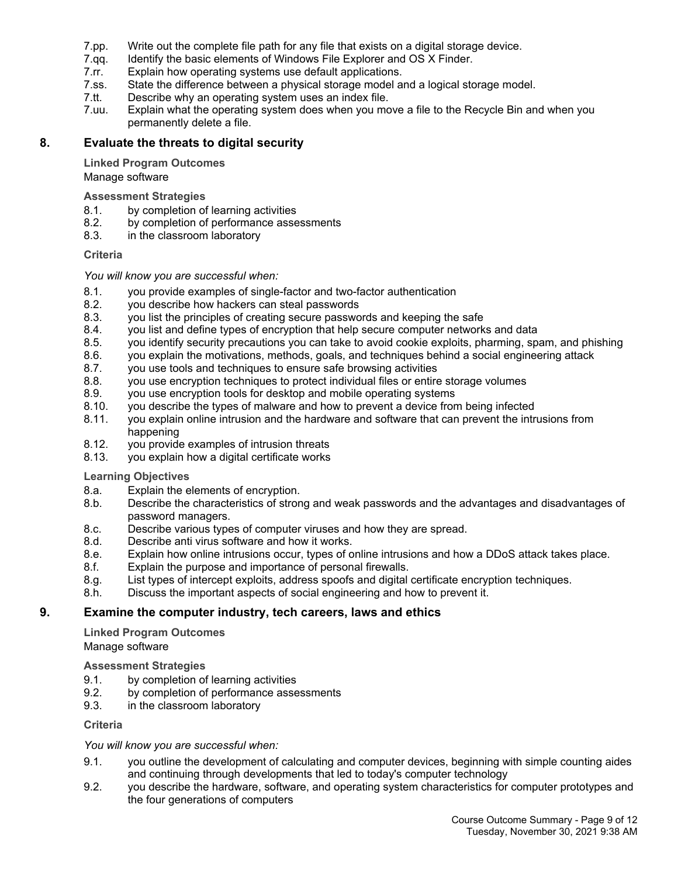7.pp. Write out the complete file path for any file that exists on a digital storage device.
7.qq. Identify the basic elements of Windows File Explorer and OS X Finder.
7.rr. Explain how operating systems use default applications.
7.ss. State the difference between a physical storage model and a logical storage model.
7.tt. Describe why an operating system uses an index file.
7.uu. Explain what the operating system does when you move a file to the Recycle Bin and when you permanently delete a file.

## 8. Evaluate the threats to digital security

**Linked Program Outcomes**

Manage software

**Assessment Strategies**

8.1. by completion of learning activities
8.2. by completion of performance assessments
8.3. in the classroom laboratory

**Criteria**

*You will know you are successful when:*

8.1. you provide examples of single-factor and two-factor authentication
8.2. you describe how hackers can steal passwords
8.3. you list the principles of creating secure passwords and keeping the safe
8.4. you list and define types of encryption that help secure computer networks and data
8.5. you identify security precautions you can take to avoid cookie exploits, pharming, spam, and phishing
8.6. you explain the motivations, methods, goals, and techniques behind a social engineering attack
8.7. you use tools and techniques to ensure safe browsing activities
8.8. you use encryption techniques to protect individual files or entire storage volumes
8.9. you use encryption tools for desktop and mobile operating systems
8.10. you describe the types of malware and how to prevent a device from being infected
8.11. you explain online intrusion and the hardware and software that can prevent the intrusions from happening
8.12. you provide examples of intrusion threats
8.13. you explain how a digital certificate works

**Learning Objectives**

8.a. Explain the elements of encryption.
8.b. Describe the characteristics of strong and weak passwords and the advantages and disadvantages of password managers.
8.c. Describe various types of computer viruses and how they are spread.
8.d. Describe anti virus software and how it works.
8.e. Explain how online intrusions occur, types of online intrusions and how a DDoS attack takes place.
8.f. Explain the purpose and importance of personal firewalls.
8.g. List types of intercept exploits, address spoofs and digital certificate encryption techniques.
8.h. Discuss the important aspects of social engineering and how to prevent it.

## 9. Examine the computer industry, tech careers, laws and ethics

**Linked Program Outcomes**

Manage software

**Assessment Strategies**

9.1. by completion of learning activities
9.2. by completion of performance assessments
9.3. in the classroom laboratory

**Criteria**

*You will know you are successful when:*

9.1. you outline the development of calculating and computer devices, beginning with simple counting aides and continuing through developments that led to today's computer technology
9.2. you describe the hardware, software, and operating system characteristics for computer prototypes and the four generations of computers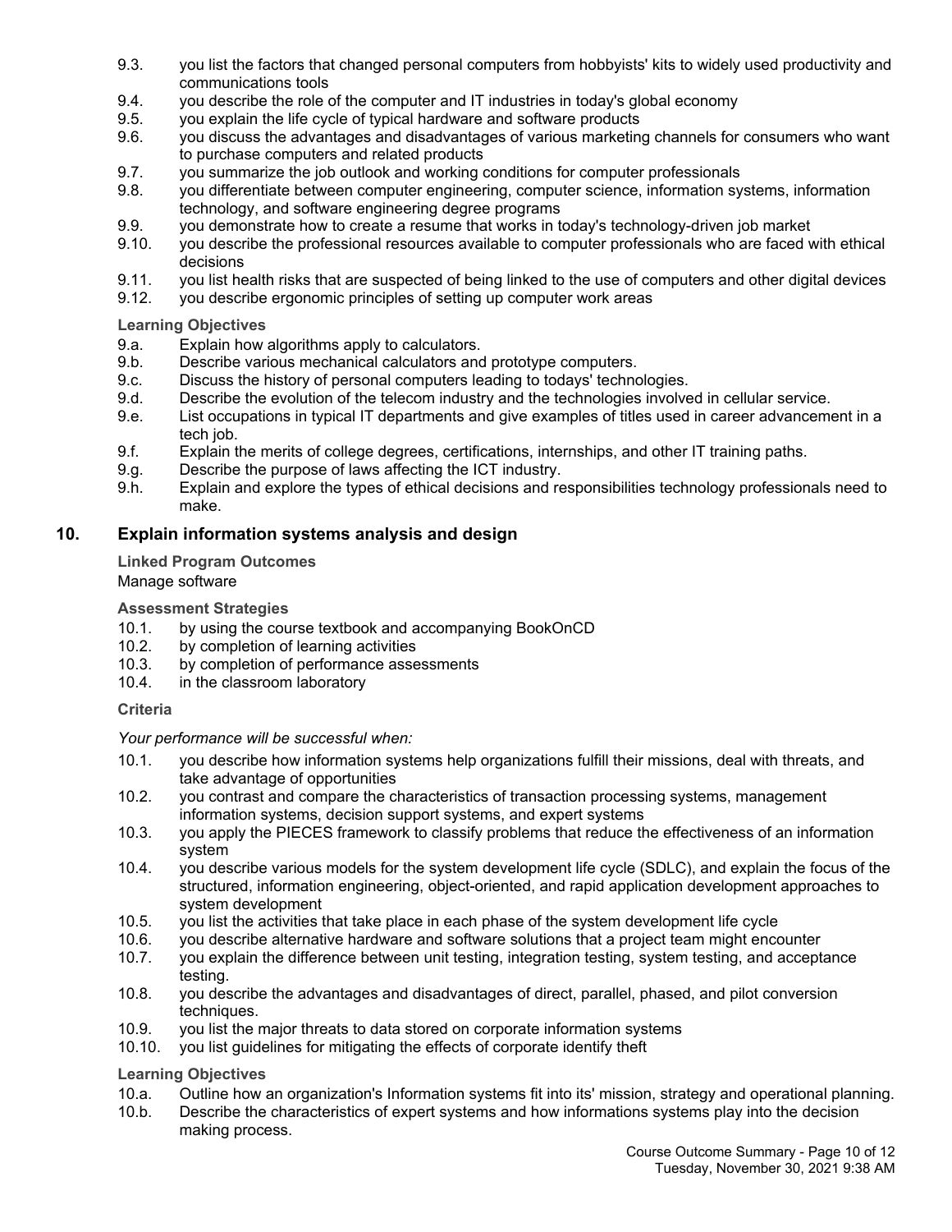9.3. you list the factors that changed personal computers from hobbyists' kits to widely used productivity and communications tools
9.4. you describe the role of the computer and IT industries in today's global economy
9.5. you explain the life cycle of typical hardware and software products
9.6. you discuss the advantages and disadvantages of various marketing channels for consumers who want to purchase computers and related products
9.7. you summarize the job outlook and working conditions for computer professionals
9.8. you differentiate between computer engineering, computer science, information systems, information technology, and software engineering degree programs
9.9. you demonstrate how to create a resume that works in today's technology-driven job market
9.10. you describe the professional resources available to computer professionals who are faced with ethical decisions
9.11. you list health risks that are suspected of being linked to the use of computers and other digital devices
9.12. you describe ergonomic principles of setting up computer work areas

**Learning Objectives**

9.a. Explain how algorithms apply to calculators.
9.b. Describe various mechanical calculators and prototype computers.
9.c. Discuss the history of personal computers leading to todays' technologies.
9.d. Describe the evolution of the telecom industry and the technologies involved in cellular service.
9.e. List occupations in typical IT departments and give examples of titles used in career advancement in a tech job.
9.f. Explain the merits of college degrees, certifications, internships, and other IT training paths.
9.g. Describe the purpose of laws affecting the ICT industry.
9.h. Explain and explore the types of ethical decisions and responsibilities technology professionals need to make.

## 10. Explain information systems analysis and design

**Linked Program Outcomes**

Manage software

**Assessment Strategies**

10.1. by using the course textbook and accompanying BookOnCD
10.2. by completion of learning activities
10.3. by completion of performance assessments
10.4. in the classroom laboratory

**Criteria**

*Your performance will be successful when:*

10.1. you describe how information systems help organizations fulfill their missions, deal with threats, and take advantage of opportunities
10.2. you contrast and compare the characteristics of transaction processing systems, management information systems, decision support systems, and expert systems
10.3. you apply the PIECES framework to classify problems that reduce the effectiveness of an information system
10.4. you describe various models for the system development life cycle (SDLC), and explain the focus of the structured, information engineering, object-oriented, and rapid application development approaches to system development
10.5. you list the activities that take place in each phase of the system development life cycle
10.6. you describe alternative hardware and software solutions that a project team might encounter
10.7. you explain the difference between unit testing, integration testing, system testing, and acceptance testing.
10.8. you describe the advantages and disadvantages of direct, parallel, phased, and pilot conversion techniques.
10.9. you list the major threats to data stored on corporate information systems
10.10. you list guidelines for mitigating the effects of corporate identify theft

**Learning Objectives**

10.a. Outline how an organization's Information systems fit into its' mission, strategy and operational planning.
10.b. Describe the characteristics of expert systems and how informations systems play into the decision making process.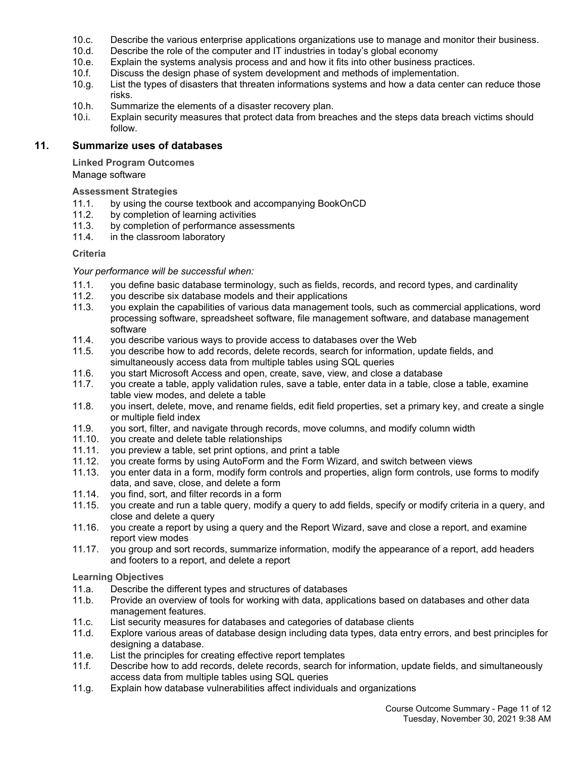10.c. Describe the various enterprise applications organizations use to manage and monitor their business.
10.d. Describe the role of the computer and IT industries in today's global economy
10.e. Explain the systems analysis process and and how it fits into other business practices.
10.f. Discuss the design phase of system development and methods of implementation.
10.g. List the types of disasters that threaten informations systems and how a data center can reduce those risks.
10.h. Summarize the elements of a disaster recovery plan.
10.i. Explain security measures that protect data from breaches and the steps data breach victims should follow.

## 11. Summarize uses of databases

**Linked Program Outcomes**

Manage software

**Assessment Strategies**

11.1. by using the course textbook and accompanying BookOnCD
11.2. by completion of learning activities
11.3. by completion of performance assessments
11.4. in the classroom laboratory

**Criteria**

*Your performance will be successful when:*

11.1. you define basic database terminology, such as fields, records, and record types, and cardinality
11.2. you describe six database models and their applications
11.3. you explain the capabilities of various data management tools, such as commercial applications, word processing software, spreadsheet software, file management software, and database management software
11.4. you describe various ways to provide access to databases over the Web
11.5. you describe how to add records, delete records, search for information, update fields, and simultaneously access data from multiple tables using SQL queries
11.6. you start Microsoft Access and open, create, save, view, and close a database
11.7. you create a table, apply validation rules, save a table, enter data in a table, close a table, examine table view modes, and delete a table
11.8. you insert, delete, move, and rename fields, edit field properties, set a primary key, and create a single or multiple field index
11.9. you sort, filter, and navigate through records, move columns, and modify column width
11.10. you create and delete table relationships
11.11. you preview a table, set print options, and print a table
11.12. you create forms by using AutoForm and the Form Wizard, and switch between views
11.13. you enter data in a form, modify form controls and properties, align form controls, use forms to modify data, and save, close, and delete a form
11.14. you find, sort, and filter records in a form
11.15. you create and run a table query, modify a query to add fields, specify or modify criteria in a query, and close and delete a query
11.16. you create a report by using a query and the Report Wizard, save and close a report, and examine report view modes
11.17. you group and sort records, summarize information, modify the appearance of a report, add headers and footers to a report, and delete a report

**Learning Objectives**

11.a. Describe the different types and structures of databases
11.b. Provide an overview of tools for working with data, applications based on databases and other data management features.
11.c. List security measures for databases and categories of database clients
11.d. Explore various areas of database design including data types, data entry errors, and best principles for designing a database.
11.e. List the principles for creating effective report templates
11.f. Describe how to add records, delete records, search for information, update fields, and simultaneously access data from multiple tables using SQL queries
11.g. Explain how database vulnerabilities affect individuals and organizations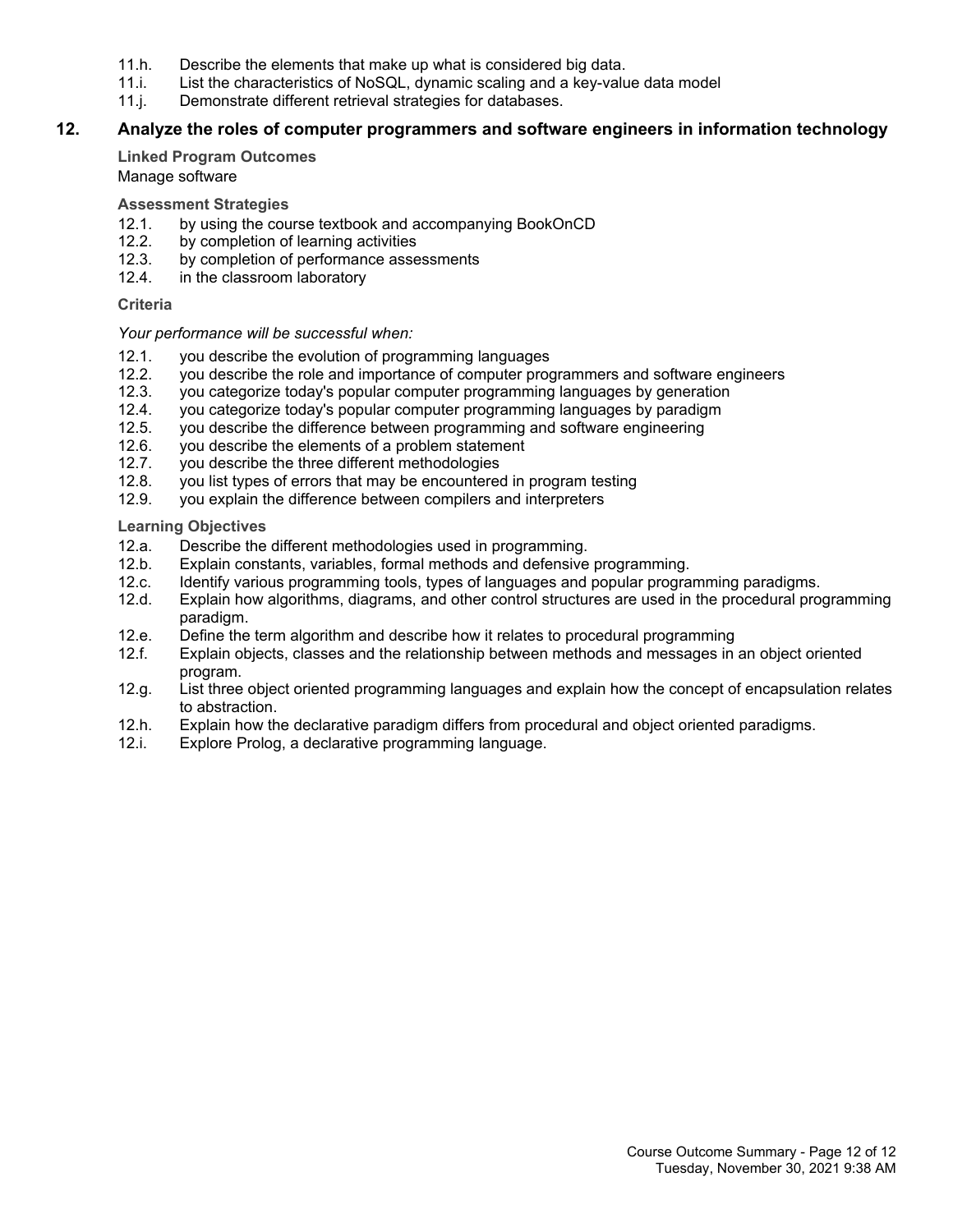11.h. Describe the elements that make up what is considered big data.
11.i. List the characteristics of NoSQL, dynamic scaling and a key-value data model
11.j. Demonstrate different retrieval strategies for databases.

## 12. Analyze the roles of computer programmers and software engineers in information technology

**Linked Program Outcomes**

Manage software

**Assessment Strategies**

12.1. by using the course textbook and accompanying BookOnCD
12.2. by completion of learning activities
12.3. by completion of performance assessments
12.4. in the classroom laboratory

**Criteria**

*Your performance will be successful when:*

12.1. you describe the evolution of programming languages
12.2. you describe the role and importance of computer programmers and software engineers
12.3. you categorize today's popular computer programming languages by generation
12.4. you categorize today's popular computer programming languages by paradigm
12.5. you describe the difference between programming and software engineering
12.6. you describe the elements of a problem statement
12.7. you describe the three different methodologies
12.8. you list types of errors that may be encountered in program testing
12.9. you explain the difference between compilers and interpreters

**Learning Objectives**

12.a. Describe the different methodologies used in programming.
12.b. Explain constants, variables, formal methods and defensive programming.
12.c. Identify various programming tools, types of languages and popular programming paradigms.
12.d. Explain how algorithms, diagrams, and other control structures are used in the procedural programming paradigm.
12.e. Define the term algorithm and describe how it relates to procedural programming
12.f. Explain objects, classes and the relationship between methods and messages in an object oriented program.
12.g. List three object oriented programming languages and explain how the concept of encapsulation relates to abstraction.
12.h. Explain how the declarative paradigm differs from procedural and object oriented paradigms.
12.i. Explore Prolog, a declarative programming language.